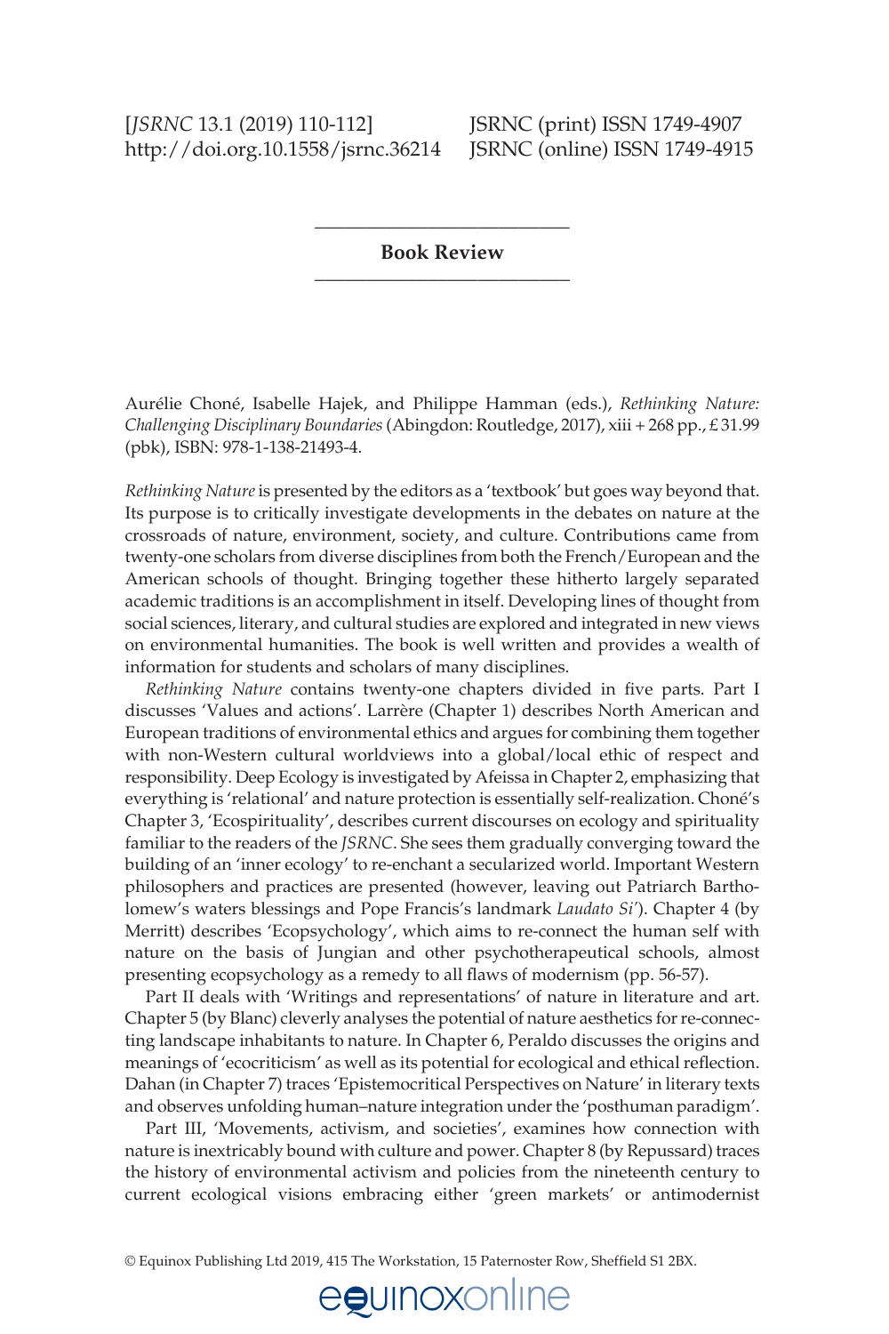## Book Review

Aurélie Choné, Isabelle Hajek, and Philippe Hamman (eds.), *Rethinking Nature: Challenging Disciplinary Boundaries* (Abingdon: Routledge, 2017), xiii + 268 pp., £31.99 (pbk), ISBN: 978-1-138-21493-4.

*Rethinking Nature* is presented by the editors as a 'textbook' but goes way beyond that. Its purpose is to critically investigate developments in the debates on nature at the crossroads of nature, environment, society, and culture. Contributions came from twenty-one scholars from diverse disciplines from both the French/European and the American schools of thought. Bringing together these hitherto largely separated academic traditions is an accomplishment in itself. Developing lines of thought from social sciences, literary, and cultural studies are explored and integrated in new views on environmental humanities. The book is well written and provides a wealth of information for students and scholars of many disciplines.

*Rethinking Nature* contains twenty-one chapters divided in five parts. Part I discusses 'Values and actions'. Larrère (Chapter 1) describes North American and European traditions of environmental ethics and argues for combining them together with non-Western cultural worldviews into a global/local ethic of respect and responsibility. Deep Ecology is investigated by Afeissa in Chapter 2, emphasizing that everything is 'relational' and nature protection is essentially self-realization. Choné's Chapter 3, 'Ecospirituality', describes current discourses on ecology and spirituality familiar to the readers of the *JSRNC*. She sees them gradually converging toward the building of an 'inner ecology' to re-enchant a secularized world. Important Western philosophers and practices are presented (however, leaving out Patriarch Bartholomew's waters blessings and Pope Francis's landmark *Laudato Si'*). Chapter 4 (by Merritt) describes 'Ecopsychology', which aims to re-connect the human self with nature on the basis of Jungian and other psychotherapeutical schools, almost presenting ecopsychology as a remedy to all flaws of modernism (pp. 56-57).

Part II deals with 'Writings and representations' of nature in literature and art. Chapter 5 (by Blanc) cleverly analyses the potential of nature aesthetics for re-connecting landscape inhabitants to nature. In Chapter 6, Peraldo discusses the origins and meanings of 'ecocriticism' as well as its potential for ecological and ethical reflection. Dahan (in Chapter 7) traces 'Epistemocritical Perspectives on Nature' in literary texts and observes unfolding human–nature integration under the 'posthuman paradigm'.

Part III, 'Movements, activism, and societies', examines how connection with nature is inextricably bound with culture and power. Chapter 8 (by Repussard) traces the history of environmental activism and policies from the nineteenth century to current ecological visions embracing either 'green markets' or antimodernist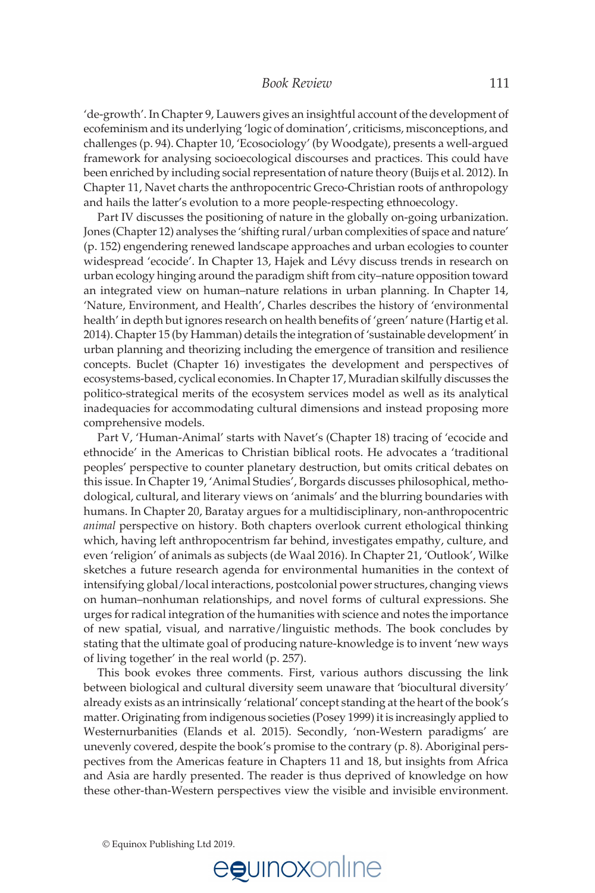'de-growth'. In Chapter 9, Lauwers gives an insightful account of the development of ecofeminism and its underlying 'logic of domination', criticisms, misconceptions, and challenges (p. 94). Chapter 10, 'Ecosociology' (by Woodgate), presents a well-argued framework for analysing socioecological discourses and practices. This could have been enriched by including social representation of nature theory (Buijs et al. 2012). In Chapter 11, Navet charts the anthropocentric Greco-Christian roots of anthropology and hails the latter's evolution to a more people-respecting ethnoecology.

Part IV discusses the positioning of nature in the globally on-going urbanization. Jones (Chapter 12) analyses the 'shifting rural/urban complexities of space and nature' (p. 152) engendering renewed landscape approaches and urban ecologies to counter widespread 'ecocide'. In Chapter 13, Hajek and Lévy discuss trends in research on urban ecology hinging around the paradigm shift from city–nature opposition toward an integrated view on human–nature relations in urban planning. In Chapter 14, 'Nature, Environment, and Health', Charles describes the history of 'environmental health' in depth but ignores research on health benefits of 'green' nature (Hartig et al. 2014). Chapter 15 (by Hamman) details the integration of 'sustainable development' in urban planning and theorizing including the emergence of transition and resilience concepts. Buclet (Chapter 16) investigates the development and perspectives of ecosystems-based, cyclical economies. In Chapter 17, Muradian skilfully discusses the politico-strategical merits of the ecosystem services model as well as its analytical inadequacies for accommodating cultural dimensions and instead proposing more comprehensive models.

Part V, 'Human-Animal' starts with Navet's (Chapter 18) tracing of 'ecocide and ethnocide' in the Americas to Christian biblical roots. He advocates a 'traditional peoples' perspective to counter planetary destruction, but omits critical debates on this issue. In Chapter 19, 'Animal Studies', Borgards discusses philosophical, methodological, cultural, and literary views on 'animals' and the blurring boundaries with humans. In Chapter 20, Baratay argues for a multidisciplinary, non-anthropocentric *animal* perspective on history. Both chapters overlook current ethological thinking which, having left anthropocentrism far behind, investigates empathy, culture, and even 'religion' of animals as subjects (de Waal 2016). In Chapter 21, 'Outlook', Wilke sketches a future research agenda for environmental humanities in the context of intensifying global/local interactions, postcolonial power structures, changing views on human–nonhuman relationships, and novel forms of cultural expressions. She urges for radical integration of the humanities with science and notes the importance of new spatial, visual, and narrative/linguistic methods. The book concludes by stating that the ultimate goal of producing nature-knowledge is to invent 'new ways of living together' in the real world (p. 257).

This book evokes three comments. First, various authors discussing the link between biological and cultural diversity seem unaware that 'biocultural diversity' already exists as an intrinsically 'relational' concept standing at the heart of the book's matter. Originating from indigenous societies (Posey 1999) it is increasingly applied to Western urbanities (Elands et al. 2015). Secondly, 'non-Western paradigms' are unevenly covered, despite the book's promise to the contrary (p. 8). Aboriginal perspectives from the Americas feature in Chapters 11 and 18, but insights from Africa and Asia are hardly presented. The reader is thus deprived of knowledge on how these other-than-Western perspectives view the visible and invisible environment.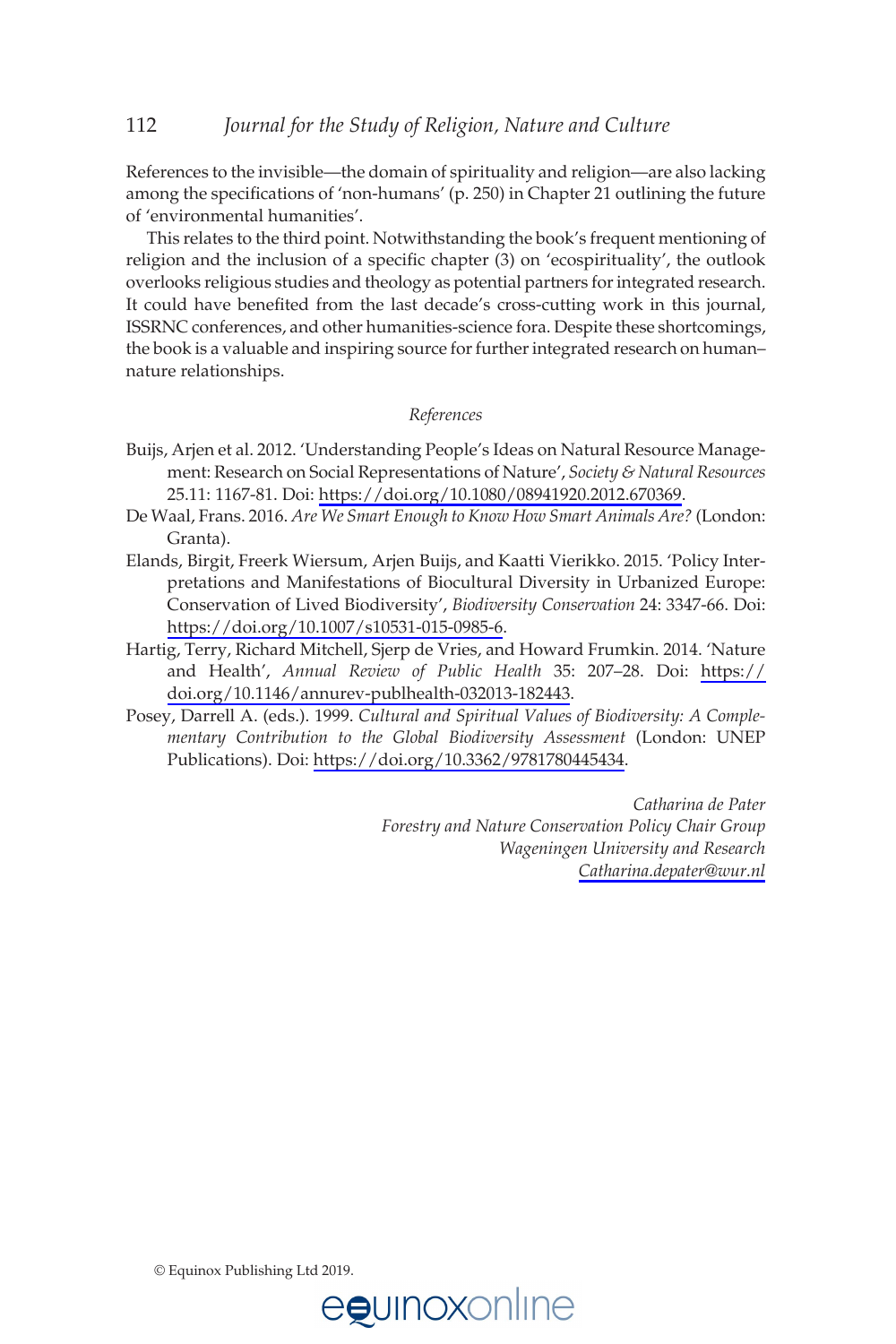References to the invisible—the domain of spirituality and religion—are also lacking among the specifications of 'non-humans' (p. 250) in Chapter 21 outlining the future of 'environmental humanities'.

This relates to the third point. Notwithstanding the book's frequent mentioning of religion and the inclusion of a specific chapter (3) on 'ecospirituality', the outlook overlooks religious studies and theology as potential partners for integrated research. It could have benefited from the last decade's cross-cutting work in this journal, ISSRNC conferences, and other humanities-science fora. Despite these shortcomings, the book is a valuable and inspiring source for further integrated research on human–nature relationships.

*References*

Buijs, Arjen et al. 2012. 'Understanding People's Ideas on Natural Resource Management: Research on Social Representations of Nature', *Society & Natural Resources* 25.11: 1167-81. Doi: https://doi.org/10.1080/08941920.2012.670369.

De Waal, Frans. 2016. *Are We Smart Enough to Know How Smart Animals Are?* (London: Granta).

Elands, Birgit, Freerk Wiersum, Arjen Buijs, and Kaatti Vierikko. 2015. 'Policy Interpretations and Manifestations of Biocultural Diversity in Urbanized Europe: Conservation of Lived Biodiversity', *Biodiversity Conservation* 24: 3347-66. Doi: https://doi.org/10.1007/s10531-015-0985-6.

Hartig, Terry, Richard Mitchell, Sjerp de Vries, and Howard Frumkin. 2014. 'Nature and Health', *Annual Review of Public Health* 35: 207–28. Doi: https://doi.org/10.1146/annurev-publhealth-032013-182443.

Posey, Darrell A. (eds.). 1999. *Cultural and Spiritual Values of Biodiversity: A Complementary Contribution to the Global Biodiversity Assessment* (London: UNEP Publications). Doi: https://doi.org/10.3362/9781780445434.

*Catharina de Pater*
*Forestry and Nature Conservation Policy Chair Group*
*Wageningen University and Research*
*Catharina.depater@wur.nl*